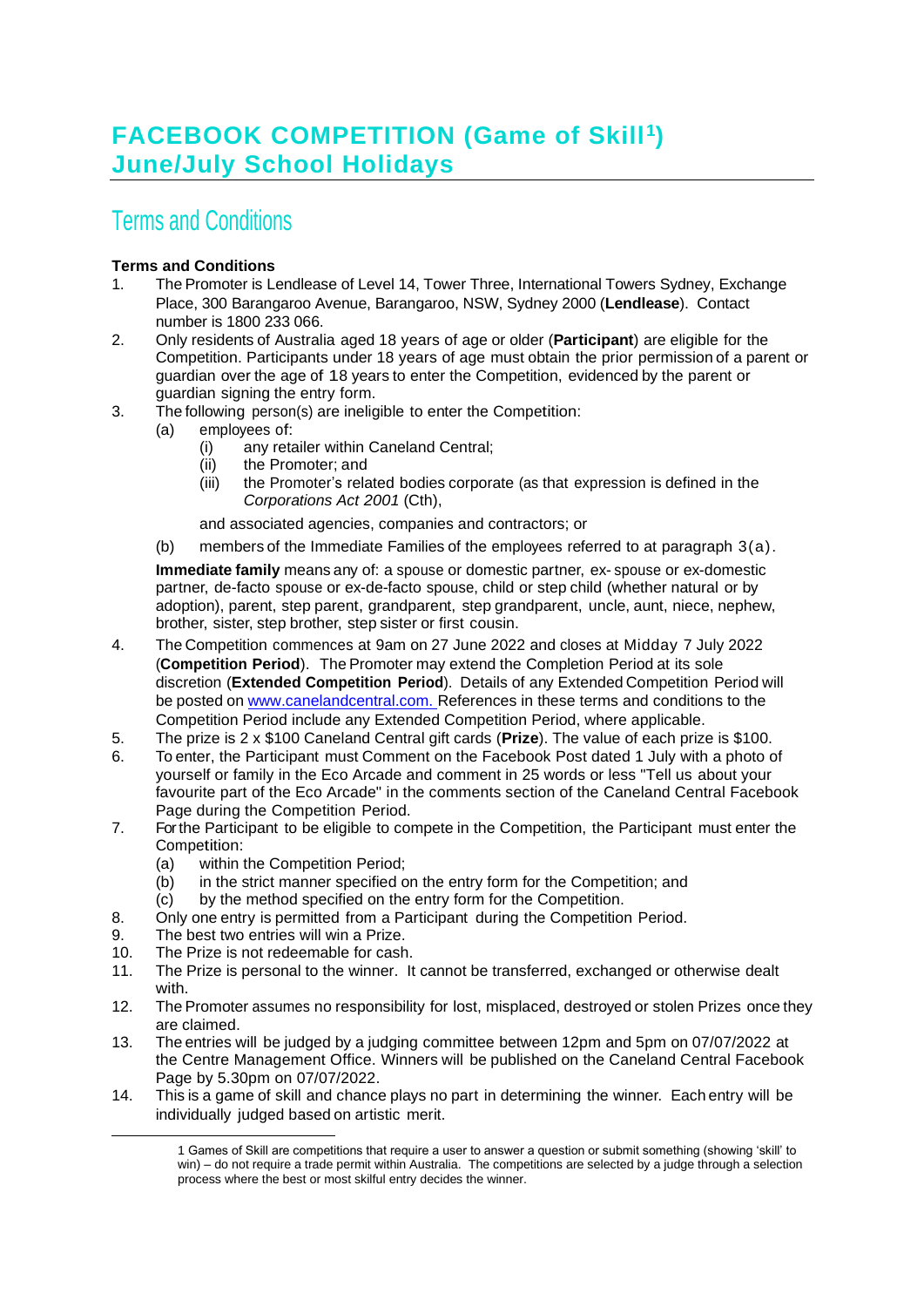# FACEBOOK COMPETITION (Game of Skill[1]) June/July School Holidays

## Terms and Conditions

**Terms and Conditions**

1. The Promoter is Lendlease of Level 14, Tower Three, International Towers Sydney, Exchange Place, 300 Barangaroo Avenue, Barangaroo, NSW, Sydney 2000 (**Lendlease**). Contact number is 1800 233 066.
2. Only residents of Australia aged 18 years of age or older (**Participant**) are eligible for the Competition. Participants under 18 years of age must obtain the prior permission of a parent or guardian over the age of 18 years to enter the Competition, evidenced by the parent or guardian signing the entry form.
3. The following person(s) are ineligible to enter the Competition:
   (a) employees of:
      (i) any retailer within Caneland Central;
      (ii) the Promoter; and
      (iii) the Promoter's related bodies corporate (as that expression is defined in the *Corporations Act 2001* (Cth),

      and associated agencies, companies and contractors; or

   (b) members of the Immediate Families of the employees referred to at paragraph 3(a).

   **Immediate family** means any of: a spouse or domestic partner, ex- spouse or ex-domestic partner, de-facto spouse or ex-de-facto spouse, child or step child (whether natural or by adoption), parent, step parent, grandparent, step grandparent, uncle, aunt, niece, nephew, brother, sister, step brother, step sister or first cousin.
4. The Competition commences at 9am on 27 June 2022 and closes at Midday 7 July 2022 (**Competition Period**). The Promoter may extend the Completion Period at its sole discretion (**Extended Competition Period**). Details of any Extended Competition Period will be posted on [www.canelandcentral.com.](www.canelandcentral.com) References in these terms and conditions to the Competition Period include any Extended Competition Period, where applicable.
5. The prize is 2 x $100 Caneland Central gift cards (**Prize**). The value of each prize is $100.
6. To enter, the Participant must Comment on the Facebook Post dated 1 July with a photo of yourself or family in the Eco Arcade and comment in 25 words or less "Tell us about your favourite part of the Eco Arcade" in the comments section of the Caneland Central Facebook Page during the Competition Period.
7. For the Participant to be eligible to compete in the Competition, the Participant must enter the Competition:
   (a) within the Competition Period;
   (b) in the strict manner specified on the entry form for the Competition; and
   (c) by the method specified on the entry form for the Competition.
8. Only one entry is permitted from a Participant during the Competition Period.
9. The best two entries will win a Prize.
10. The Prize is not redeemable for cash.
11. The Prize is personal to the winner. It cannot be transferred, exchanged or otherwise dealt with.
12. The Promoter assumes no responsibility for lost, misplaced, destroyed or stolen Prizes once they are claimed.
13. The entries will be judged by a judging committee between 12pm and 5pm on 07/07/2022 at the Centre Management Office. Winners will be published on the Caneland Central Facebook Page by 5.30pm on 07/07/2022.
14. This is a game of skill and chance plays no part in determining the winner. Each entry will be individually judged based on artistic merit.

---

[1] Games of Skill are competitions that require a user to answer a question or submit something (showing 'skill' to win) – do not require a trade permit within Australia. The competitions are selected by a judge through a selection process where the best or most skilful entry decides the winner.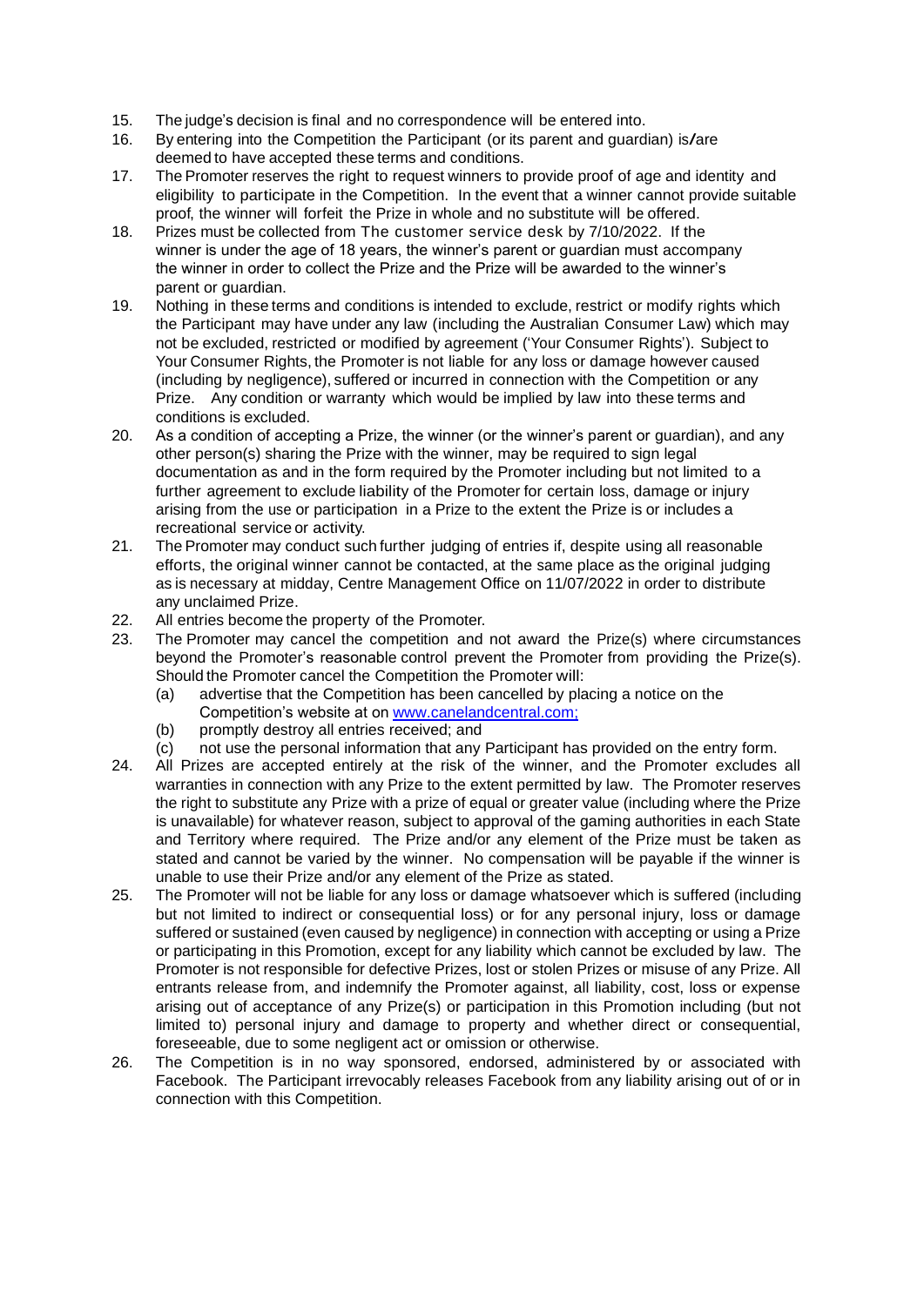15. The judge's decision is final and no correspondence will be entered into.
16. By entering into the Competition the Participant (or its parent and guardian) is/are deemed to have accepted these terms and conditions.
17. The Promoter reserves the right to request winners to provide proof of age and identity and eligibility to participate in the Competition. In the event that a winner cannot provide suitable proof, the winner will forfeit the Prize in whole and no substitute will be offered.
18. Prizes must be collected from The customer service desk by 7/10/2022. If the winner is under the age of 18 years, the winner's parent or guardian must accompany the winner in order to collect the Prize and the Prize will be awarded to the winner's parent or guardian.
19. Nothing in these terms and conditions is intended to exclude, restrict or modify rights which the Participant may have under any law (including the Australian Consumer Law) which may not be excluded, restricted or modified by agreement ('Your Consumer Rights'). Subject to Your Consumer Rights, the Promoter is not liable for any loss or damage however caused (including by negligence), suffered or incurred in connection with the Competition or any Prize. Any condition or warranty which would be implied by law into these terms and conditions is excluded.
20. As a condition of accepting a Prize, the winner (or the winner's parent or guardian), and any other person(s) sharing the Prize with the winner, may be required to sign legal documentation as and in the form required by the Promoter including but not limited to a further agreement to exclude liability of the Promoter for certain loss, damage or injury arising from the use or participation in a Prize to the extent the Prize is or includes a recreational service or activity.
21. The Promoter may conduct such further judging of entries if, despite using all reasonable efforts, the original winner cannot be contacted, at the same place as the original judging as is necessary at midday, Centre Management Office on 11/07/2022 in order to distribute any unclaimed Prize.
22. All entries become the property of the Promoter.
23. The Promoter may cancel the competition and not award the Prize(s) where circumstances beyond the Promoter's reasonable control prevent the Promoter from providing the Prize(s). Should the Promoter cancel the Competition the Promoter will:
    (a) advertise that the Competition has been cancelled by placing a notice on the Competition's website at on www.canelandcentral.com;
    (b) promptly destroy all entries received; and
    (c) not use the personal information that any Participant has provided on the entry form.
24. All Prizes are accepted entirely at the risk of the winner, and the Promoter excludes all warranties in connection with any Prize to the extent permitted by law. The Promoter reserves the right to substitute any Prize with a prize of equal or greater value (including where the Prize is unavailable) for whatever reason, subject to approval of the gaming authorities in each State and Territory where required. The Prize and/or any element of the Prize must be taken as stated and cannot be varied by the winner. No compensation will be payable if the winner is unable to use their Prize and/or any element of the Prize as stated.
25. The Promoter will not be liable for any loss or damage whatsoever which is suffered (including but not limited to indirect or consequential loss) or for any personal injury, loss or damage suffered or sustained (even caused by negligence) in connection with accepting or using a Prize or participating in this Promotion, except for any liability which cannot be excluded by law. The Promoter is not responsible for defective Prizes, lost or stolen Prizes or misuse of any Prize. All entrants release from, and indemnify the Promoter against, all liability, cost, loss or expense arising out of acceptance of any Prize(s) or participation in this Promotion including (but not limited to) personal injury and damage to property and whether direct or consequential, foreseeable, due to some negligent act or omission or otherwise.
26. The Competition is in no way sponsored, endorsed, administered by or associated with Facebook. The Participant irrevocably releases Facebook from any liability arising out of or in connection with this Competition.